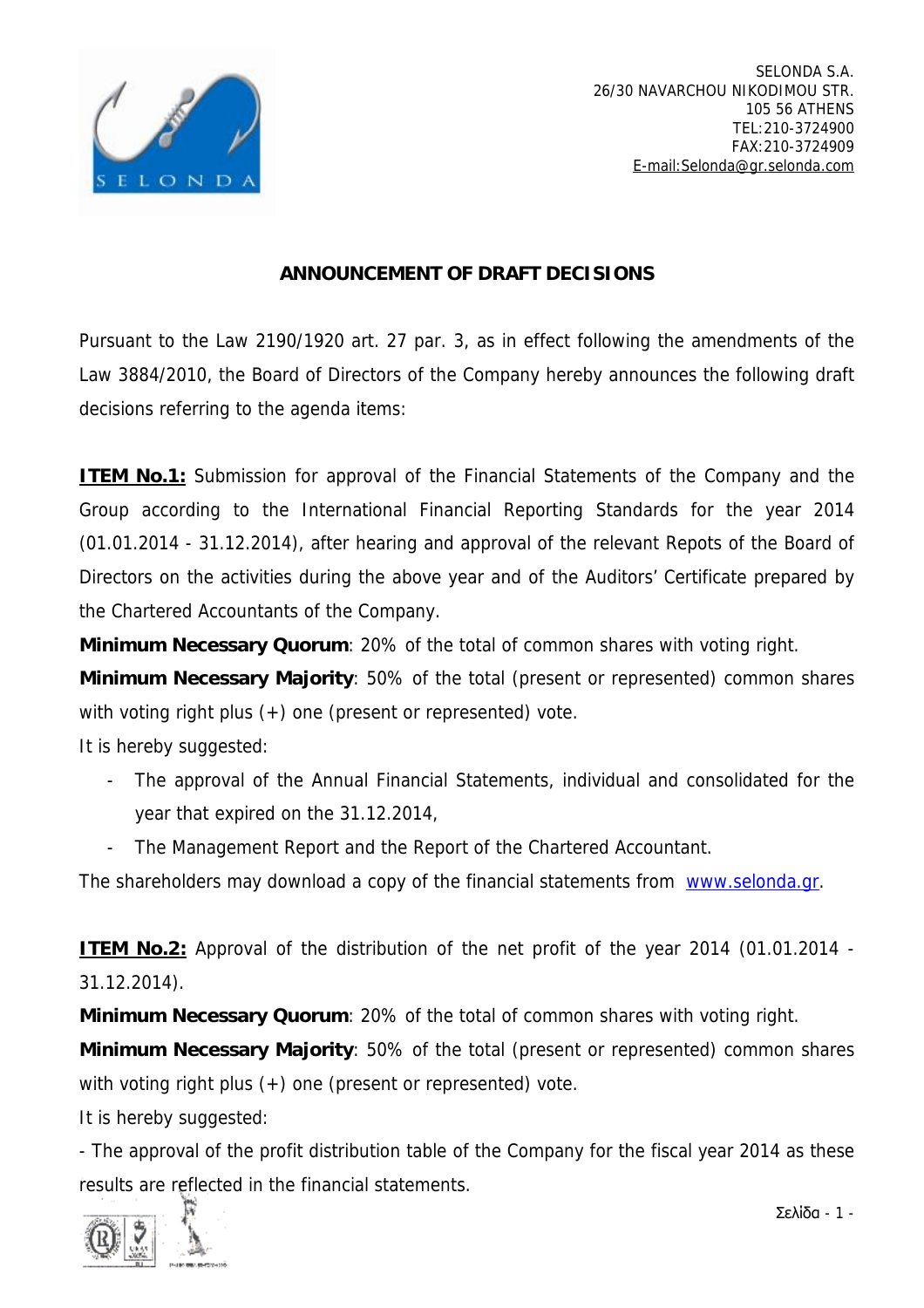SELONDA S.A.
26/30 NAVARCHOU NIKODIMOU STR.
105 56 ATHENS
TEL:210-3724900
FAX:210-3724909
E-mail:Selonda@gr.selonda.com

## ANNOUNCEMENT OF DRAFT DECISIONS

Pursuant to the Law 2190/1920 art. 27 par. 3, as in effect following the amendments of the Law 3884/2010, the Board of Directors of the Company hereby announces the following draft decisions referring to the agenda items:

**ITEM No.1:** Submission for approval of the Financial Statements of the Company and the Group according to the International Financial Reporting Standards for the year 2014 (01.01.2014 - 31.12.2014), after hearing and approval of the relevant Repots of the Board of Directors on the activities during the above year and of the Auditors' Certificate prepared by the Chartered Accountants of the Company.

**Minimum Necessary Quorum**: 20% of the total of common shares with voting right.

**Minimum Necessary Majority**: 50% of the total (present or represented) common shares with voting right plus (+) one (present or represented) vote.

It is hereby suggested:

- The approval of the Annual Financial Statements, individual and consolidated for the year that expired on the 31.12.2014,
- The Management Report and the Report of the Chartered Accountant.

The shareholders may download a copy of the financial statements from www.selonda.gr.

**ITEM No.2:** Approval of the distribution of the net profit of the year 2014 (01.01.2014 - 31.12.2014).

**Minimum Necessary Quorum**: 20% of the total of common shares with voting right.

**Minimum Necessary Majority**: 50% of the total (present or represented) common shares with voting right plus (+) one (present or represented) vote.

It is hereby suggested:

- The approval of the profit distribution table of the Company for the fiscal year 2014 as these results are reflected in the financial statements.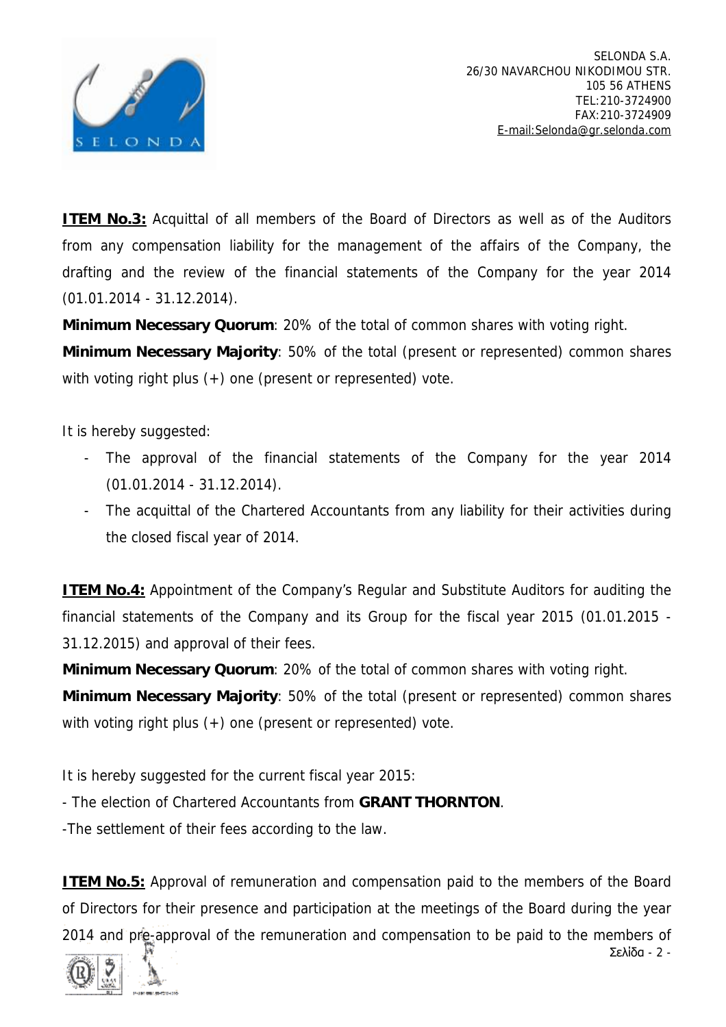**ITEM No.3:** Acquittal of all members of the Board of Directors as well as of the Auditors from any compensation liability for the management of the affairs of the Company, the drafting and the review of the financial statements of the Company for the year 2014 (01.01.2014 - 31.12.2014).

**Minimum Necessary Quorum**: 20% of the total of common shares with voting right.

**Minimum Necessary Majority**: 50% of the total (present or represented) common shares with voting right plus (+) one (present or represented) vote.

It is hereby suggested:

- The approval of the financial statements of the Company for the year 2014 (01.01.2014 - 31.12.2014).
- The acquittal of the Chartered Accountants from any liability for their activities during the closed fiscal year of 2014.

**ITEM No.4:** Appointment of the Company's Regular and Substitute Auditors for auditing the financial statements of the Company and its Group for the fiscal year 2015 (01.01.2015 - 31.12.2015) and approval of their fees.

**Minimum Necessary Quorum**: 20% of the total of common shares with voting right.

**Minimum Necessary Majority**: 50% of the total (present or represented) common shares with voting right plus (+) one (present or represented) vote.

It is hereby suggested for the current fiscal year 2015:

- The election of Chartered Accountants from **GRANT THORNTON**.

-The settlement of their fees according to the law.

**ITEM No.5:** Approval of remuneration and compensation paid to the members of the Board of Directors for their presence and participation at the meetings of the Board during the year 2014 and pre-approval of the remuneration and compensation to be paid to the members of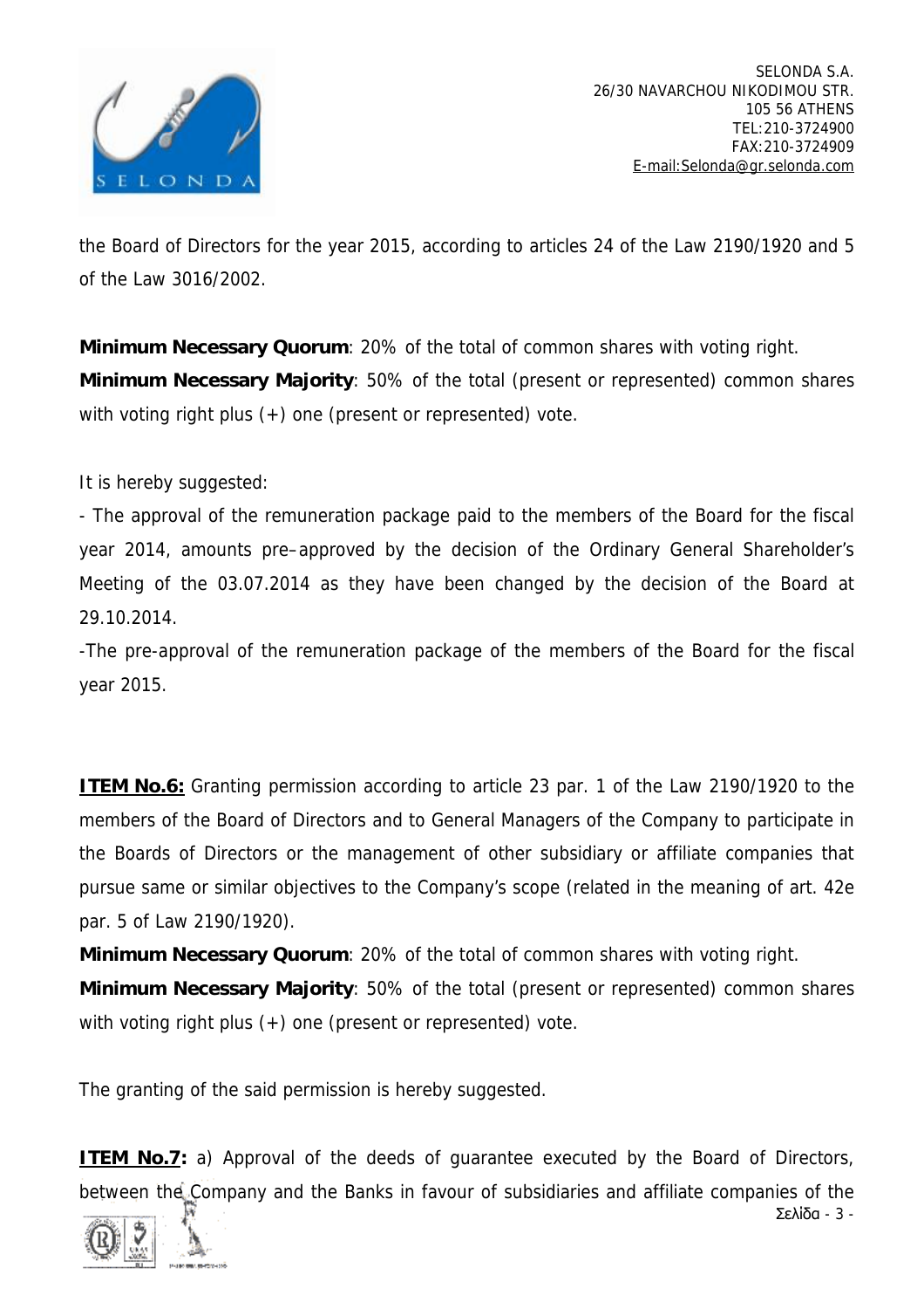the Board of Directors for the year 2015, according to articles 24 of the Law 2190/1920 and 5 of the Law 3016/2002.

**Minimum Necessary Quorum**: 20% of the total of common shares with voting right.
**Minimum Necessary Majority**: 50% of the total (present or represented) common shares with voting right plus (+) one (present or represented) vote.

It is hereby suggested:

- The approval of the remuneration package paid to the members of the Board for the fiscal year 2014, amounts pre–approved by the decision of the Ordinary General Shareholder's Meeting of the 03.07.2014 as they have been changed by the decision of the Board at 29.10.2014.

-The pre-approval of the remuneration package of the members of the Board for the fiscal year 2015.

**ITEM No.6:** Granting permission according to article 23 par. 1 of the Law 2190/1920 to the members of the Board of Directors and to General Managers of the Company to participate in the Boards of Directors or the management of other subsidiary or affiliate companies that pursue same or similar objectives to the Company's scope (related in the meaning of art. 42e par. 5 of Law 2190/1920).

**Minimum Necessary Quorum**: 20% of the total of common shares with voting right.
**Minimum Necessary Majority**: 50% of the total (present or represented) common shares with voting right plus (+) one (present or represented) vote.

The granting of the said permission is hereby suggested.

**ITEM No.7:** a) Approval of the deeds of guarantee executed by the Board of Directors, between the Company and the Banks in favour of subsidiaries and affiliate companies of the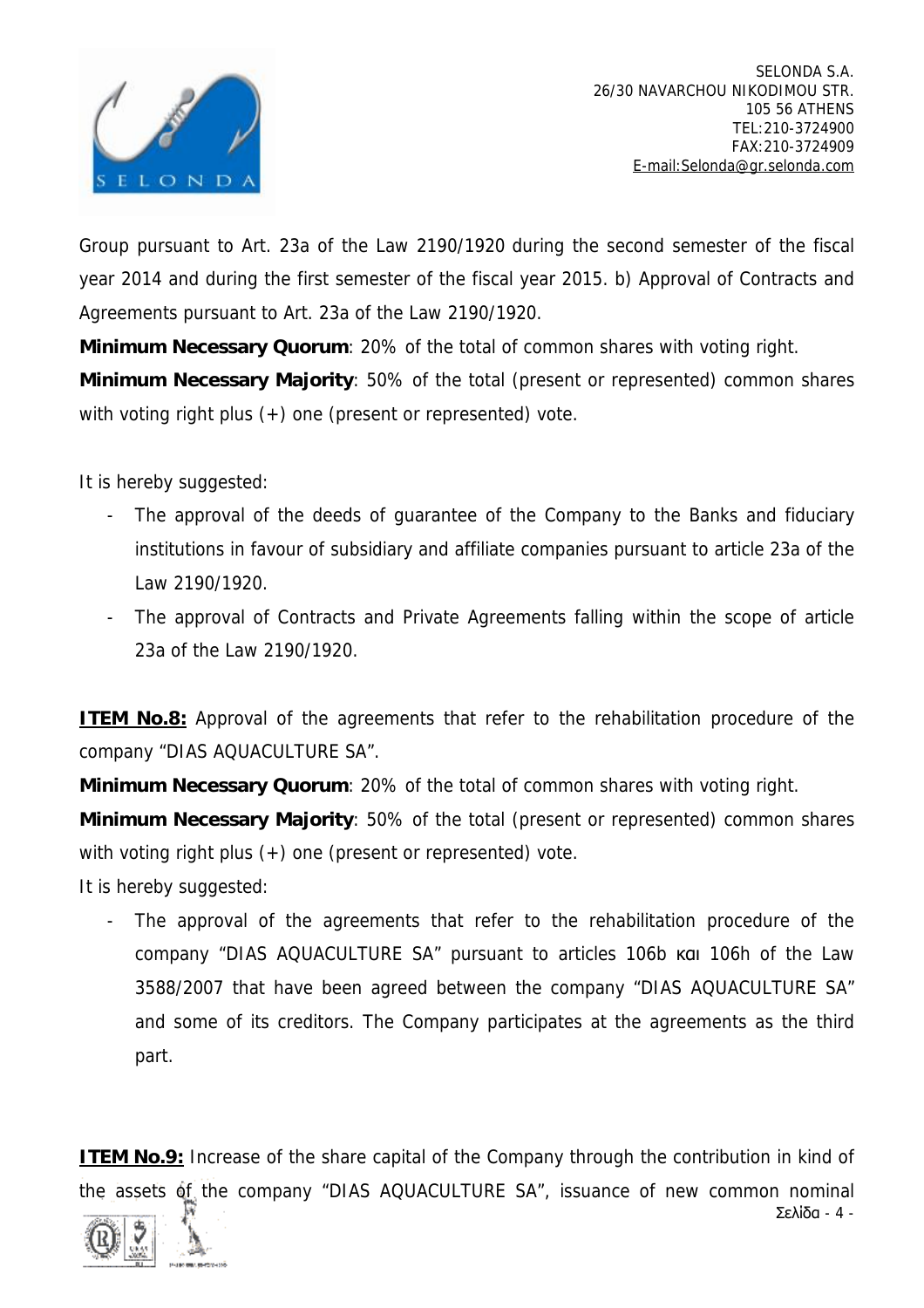Group pursuant to Art. 23a of the Law 2190/1920 during the second semester of the fiscal year 2014 and during the first semester of the fiscal year 2015. b) Approval of Contracts and Agreements pursuant to Art. 23a of the Law 2190/1920.

**Minimum Necessary Quorum**: 20% of the total of common shares with voting right.

**Minimum Necessary Majority**: 50% of the total (present or represented) common shares with voting right plus (+) one (present or represented) vote.

It is hereby suggested:

- The approval of the deeds of guarantee of the Company to the Banks and fiduciary institutions in favour of subsidiary and affiliate companies pursuant to article 23a of the Law 2190/1920.
- The approval of Contracts and Private Agreements falling within the scope of article 23a of the Law 2190/1920.

**ITEM No.8:** Approval of the agreements that refer to the rehabilitation procedure of the company "DIAS AQUACULTURE SA".

**Minimum Necessary Quorum**: 20% of the total of common shares with voting right.

**Minimum Necessary Majority**: 50% of the total (present or represented) common shares with voting right plus (+) one (present or represented) vote.

It is hereby suggested:

- The approval of the agreements that refer to the rehabilitation procedure of the company "DIAS AQUACULTURE SA" pursuant to articles 106b και 106h of the Law 3588/2007 that have been agreed between the company "DIAS AQUACULTURE SA" and some of its creditors. The Company participates at the agreements as the third part.

**ITEM No.9:** Increase of the share capital of the Company through the contribution in kind of the assets of the company "DIAS AQUACULTURE SA", issuance of new common nominal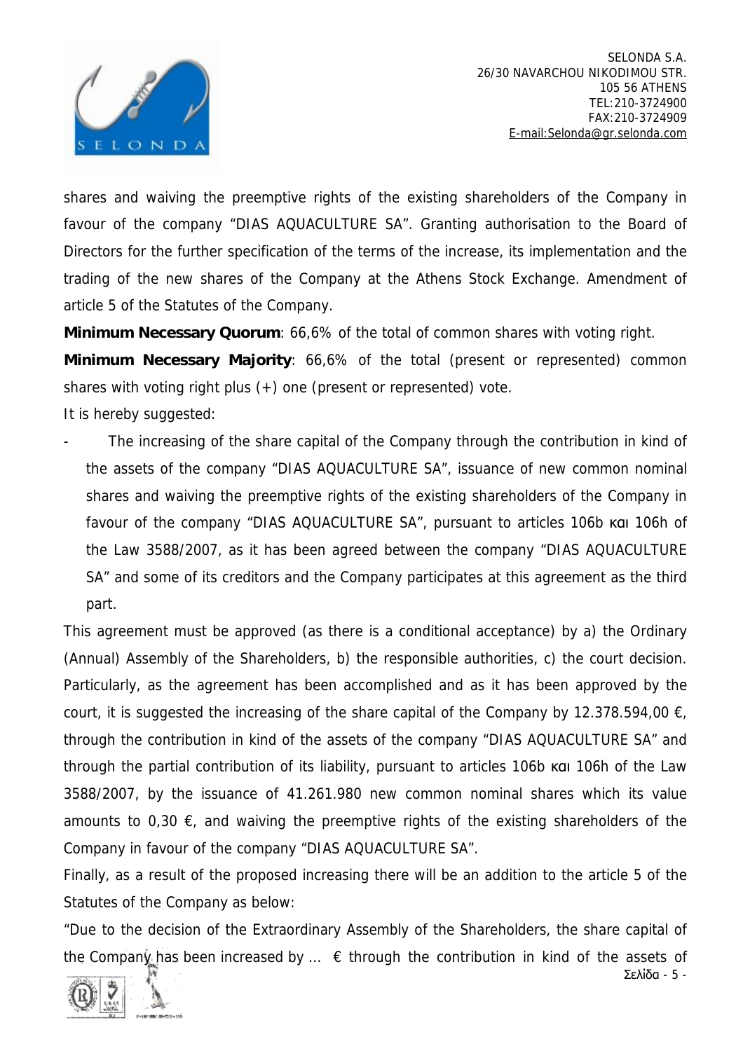shares and waiving the preemptive rights of the existing shareholders of the Company in favour of the company "DIAS AQUACULTURE SA". Granting authorisation to the Board of Directors for the further specification of the terms of the increase, its implementation and the trading of the new shares of the Company at the Athens Stock Exchange. Amendment of article 5 of the Statutes of the Company.

**Minimum Necessary Quorum**: 66,6% of the total of common shares with voting right.

**Minimum Necessary Majority**: 66,6% of the total (present or represented) common shares with voting right plus (+) one (present or represented) vote.

It is hereby suggested:

- The increasing of the share capital of the Company through the contribution in kind of the assets of the company "DIAS AQUACULTURE SA", issuance of new common nominal shares and waiving the preemptive rights of the existing shareholders of the Company in favour of the company "DIAS AQUACULTURE SA", pursuant to articles 106b και 106h of the Law 3588/2007, as it has been agreed between the company "DIAS AQUACULTURE SA" and some of its creditors and the Company participates at this agreement as the third part.

This agreement must be approved (as there is a conditional acceptance) by a) the Ordinary (Annual) Assembly of the Shareholders, b) the responsible authorities, c) the court decision. Particularly, as the agreement has been accomplished and as it has been approved by the court, it is suggested the increasing of the share capital of the Company by 12.378.594,00 €, through the contribution in kind of the assets of the company "DIAS AQUACULTURE SA" and through the partial contribution of its liability, pursuant to articles 106b και 106h of the Law 3588/2007, by the issuance of 41.261.980 new common nominal shares which its value amounts to 0,30 €, and waiving the preemptive rights of the existing shareholders of the Company in favour of the company "DIAS AQUACULTURE SA".

Finally, as a result of the proposed increasing there will be an addition to the article 5 of the Statutes of the Company as below:

"Due to the decision of the Extraordinary Assembly of the Shareholders, the share capital of the Company has been increased by ... € through the contribution in kind of the assets of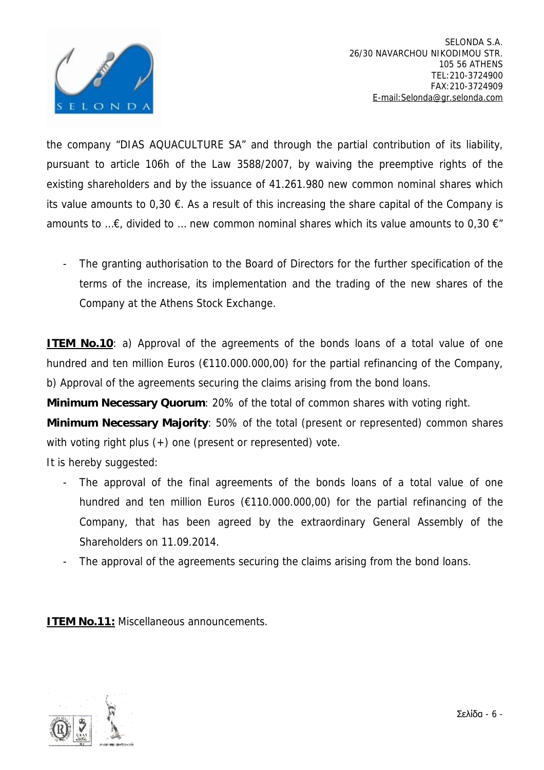the company "DIAS AQUACULTURE SA" and through the partial contribution of its liability, pursuant to article 106h of the Law 3588/2007, by waiving the preemptive rights of the existing shareholders and by the issuance of 41.261.980 new common nominal shares which its value amounts to 0,30 €. As a result of this increasing the share capital of the Company is amounts to …€, divided to … new common nominal shares which its value amounts to 0,30 €"

- The granting authorisation to the Board of Directors for the further specification of the terms of the increase, its implementation and the trading of the new shares of the Company at the Athens Stock Exchange.

**ITEM No.10**: a) Approval of the agreements of the bonds loans of a total value of one hundred and ten million Euros (€110.000.000,00) for the partial refinancing of the Company, b) Approval of the agreements securing the claims arising from the bond loans.

**Minimum Necessary Quorum**: 20% of the total of common shares with voting right.

**Minimum Necessary Majority**: 50% of the total (present or represented) common shares with voting right plus (+) one (present or represented) vote.

It is hereby suggested:

- The approval of the final agreements of the bonds loans of a total value of one hundred and ten million Euros (€110.000.000,00) for the partial refinancing of the Company, that has been agreed by the extraordinary General Assembly of the Shareholders on 11.09.2014.
- The approval of the agreements securing the claims arising from the bond loans.

**ITEM No.11:** Miscellaneous announcements.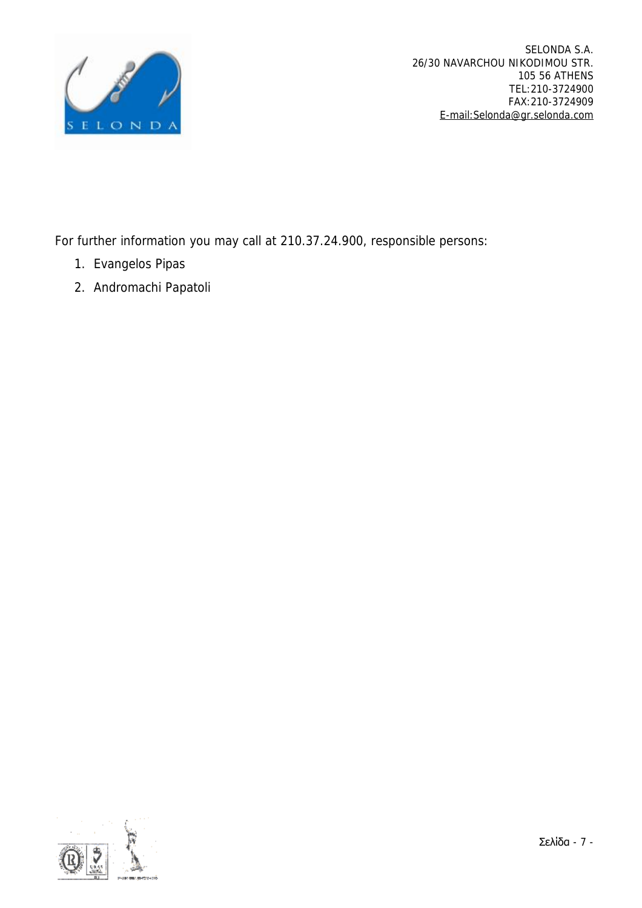SELONDA S.A.
26/30 NAVARCHOU NIKODIMOU STR.
105 56 ATHENS
TEL:210-3724900
FAX:210-3724909
E-mail:Selonda@gr.selonda.com

For further information you may call at 210.37.24.900, responsible persons:

1. Evangelos Pipas
2. Andromachi Papatoli